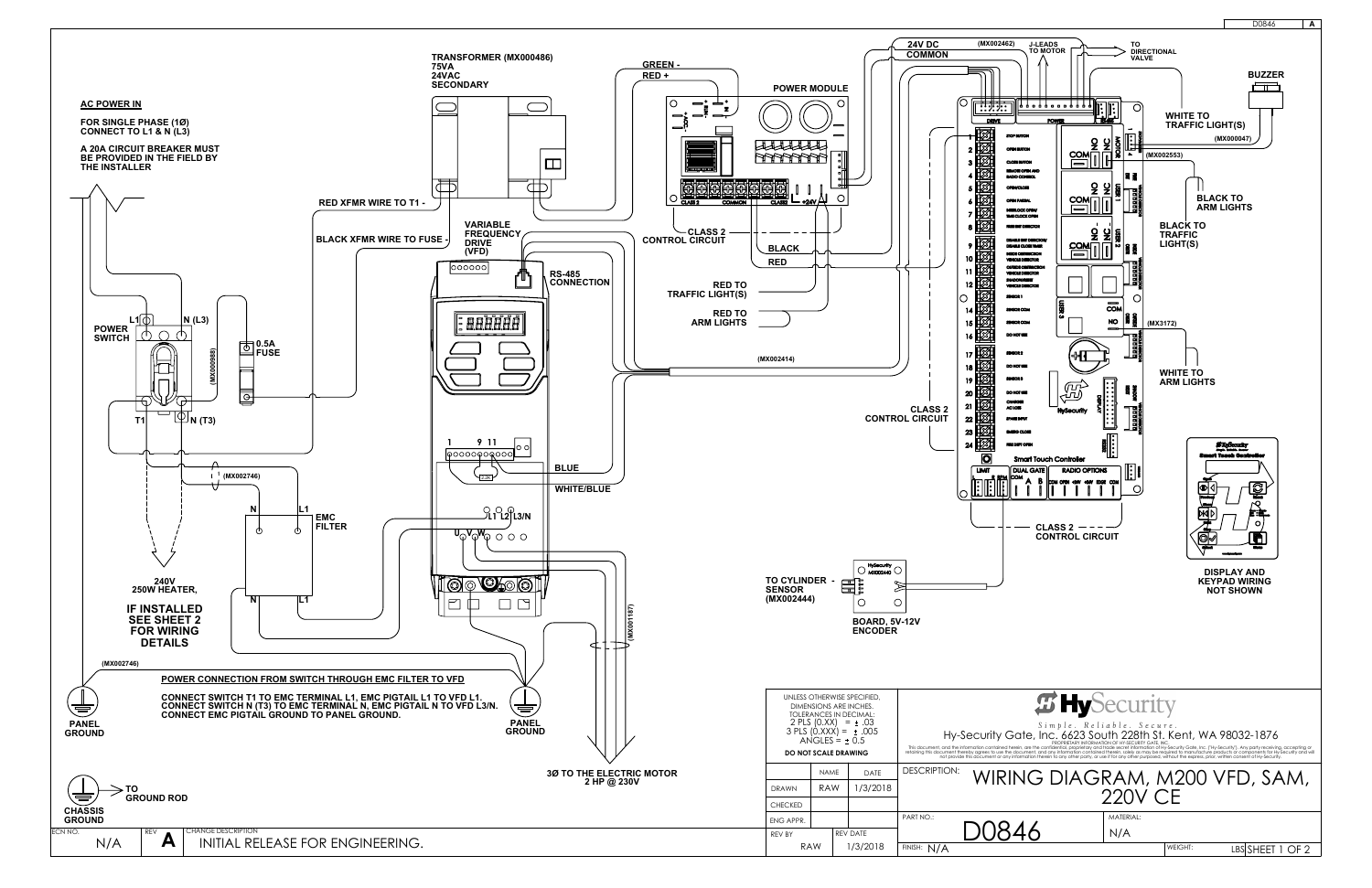D0846 A

**AC POWER IN**

**FOR SINGLE PHASE (1Ø) CONNECT TO L1 & N (L3)**

**A 20A CIRCUIT BREAKER MUST BE PROVIDED IN THE FIELD BY THE INSTALLER**

TRANSFORMER (MX000486)
75VA
24VAC
SECONDARY

GREEN -
RED +

POWER MODULE

24V DC COMMON
(MX002462)
J-LEADS TO MOTOR
TO DIRECTIONAL VALVE

BUZZER

WHITE TO TRAFFIC LIGHT(S)
(MX000047)
(MX002553)

BLACK TO ARM LIGHTS

BLACK TO TRAFFIC LIGHT(S)

RED XFMR WIRE TO T1 -

BLACK XFMR WIRE TO FUSE -

VARIABLE FREQUENCY DRIVE (VFD)

CLASS 2 CONTROL CIRCUIT

BLACK
RED

RS-485 CONNECTION

RED TO TRAFFIC LIGHT(S)

RED TO ARM LIGHTS

(MX3172)

WHITE TO ARM LIGHTS

POWER SWITCH
L1
N (L3)
T1
N (T3)
0.5A FUSE
(MX000988)

(MX002414)

CLASS 2 CONTROL CIRCUIT

Smart Touch Controller

(MX002746)

BLUE
WHITE/BLUE

EMC FILTER
N
L1

CLASS 2 CONTROL CIRCUIT

240V
250W HEATER,

**IF INSTALLED SEE SHEET 2 FOR WIRING DETAILS**

TO CYLINDER SENSOR (MX002444)

BOARD, 5V-12V ENCODER

DISPLAY AND KEYPAD WIRING NOT SHOWN

(MX001187)

(MX002746)

**POWER CONNECTION FROM SWITCH THROUGH EMC FILTER TO VFD**

**CONNECT SWITCH T1 TO EMC TERMINAL L1, EMC PIGTAIL L1 TO VFD L1.**
**CONNECT SWITCH N (T3) TO EMC TERMINAL N, EMC PIGTAIL N TO VFD L3/N.**
**CONNECT EMC PIGTAIL GROUND TO PANEL GROUND.**

PANEL GROUND

PANEL GROUND

3Ø TO THE ELECTRIC MOTOR
2 HP @ 230V

TO GROUND ROD

CHASSIS GROUND

| ECN NO. | REV | CHANGE DESCRIPTION |
|---|---|---|
| N/A | A | INITIAL RELEASE FOR ENGINEERING. |

UNLESS OTHERWISE SPECIFIED, DIMENSIONS ARE INCHES. TOLERANCES IN DECIMAL:
2 PLS (0.XX) = ± .03
3 PLS (0.XXX) = ± .005
ANGLES = ± 0.5
DO NOT SCALE DRAWING

| | NAME | DATE |
|---|---|---|
| DRAWN | RAW | 1/3/2018 |
| CHECKED | | |
| ENG APPR. | | |
| REV BY | REV DATE | |
| RAW | 1/3/2018 | |

HySecurity
Simple. Reliable. Secure.
Hy-Security Gate, Inc. 6623 South 228th St. Kent, WA 98032-1876

PROPRIETARY INFORMATION OF HY-SECURITY GATE, INC.
This document, and the information contained herein, are the confidential, proprietary and trade secret information of Hy-Security Gate, Inc. ("Hy-Security"). Any party receiving, accepting or retaining this document thereby agrees to use the document and any information contained therein, solely as may be required to manufacture products or components for Hy-Security and will not provide this document or any information therein to any other party, or use it for any other purposes, without the express, prior, written consent of Hy-Security.

DESCRIPTION: WIRING DIAGRAM, M200 VFD, SAM, 220V CE

PART NO.: D0846

MATERIAL: N/A

FINISH: N/A

WEIGHT: LBS

SHEET 1 OF 2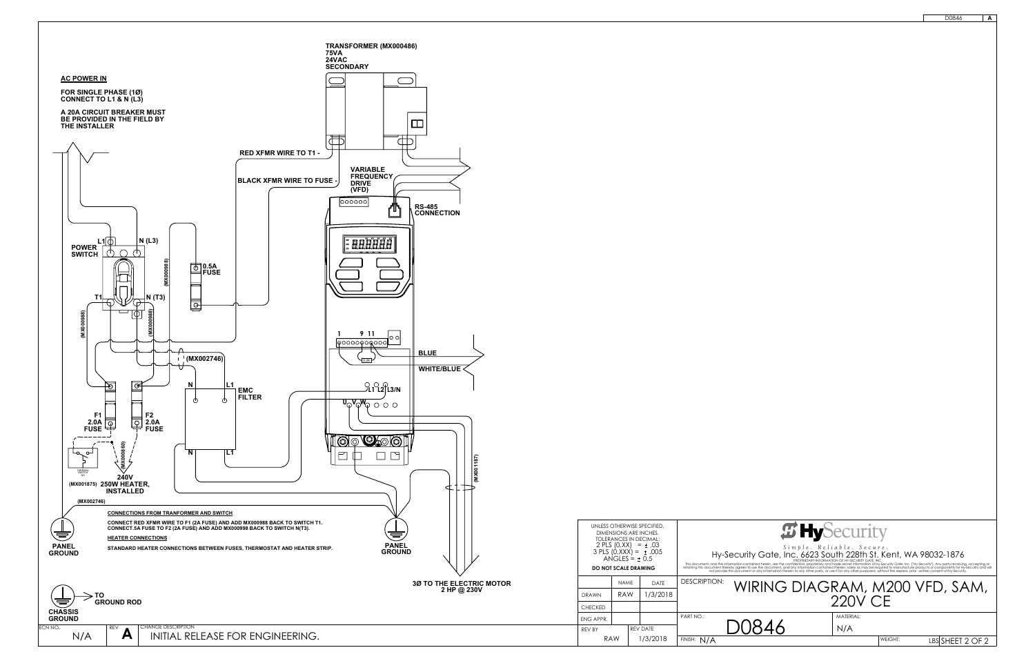TRANSFORMER (MX000486)
75VA
24VAC
SECONDARY

**AC POWER IN**

FOR SINGLE PHASE (1Ø) CONNECT TO L1 & N (L3)

A 20A CIRCUIT BREAKER MUST BE PROVIDED IN THE FIELD BY THE INSTALLER

RED XFMR WIRE TO T1 -

BLACK XFMR WIRE TO FUSE -

VARIABLE FREQUENCY DRIVE (VFD)

RS-485 CONNECTION

POWER SWITCH

L1

N (L3)

T1

N (T3)

(MX000988)

0.5A FUSE

(MX000988)

(MX000988)

1 9 11

BLUE

WHITE/BLUE

(MX002746)

N L1

EMC FILTER

L1 L2 L3/N

U V W

F1 2.0A FUSE

F2 2.0A FUSE

N L1

(MX000860)

THERMAL SWITCH NO

240V
(MX001875) 250W HEATER, INSTALLED

(MX001187)

(MX002746)

**CONNECTIONS FROM TRANFORMER AND SWITCH**

CONNECT RED XFMR WIRE TO F1 (2A FUSE) AND ADD MX000988 BACK TO SWITCH T1.
CONNECT.5A FUSE TO F2 (2A FUSE) AND ADD MX000998 BACK TO SWITCH N(T3).

**HEATER CONNECTIONS**

STANDARD HEATER CONNECTIONS BETWEEN FUSES, THERMOSTAT AND HEATER STRIP.

PANEL GROUND

PANEL GROUND

3Ø TO THE ELECTRIC MOTOR
2 HP @ 230V

TO GROUND ROD

CHASSIS GROUND

| ECN NO. | REV | CHANGE DESCRIPTION |
|---|---|---|
| N/A | A | INITIAL RELEASE FOR ENGINEERING. |

UNLESS OTHERWISE SPECIFIED, DIMENSIONS ARE INCHES.
TOLERANCES IN DECIMAL:
2 PLS (0.XX) = ± .03
3 PLS (0.XXX) = ± .005
ANGLES = ± 0.5

DO NOT SCALE DRAWING

| | NAME | DATE |
|---|---|---|
| DRAWN | RAW | 1/3/2018 |
| CHECKED | | |
| ENG APPR. | | |
| REV BY | RAW | REV DATE 1/3/2018 |

HySecurity
Simple. Reliable. Secure.

Hy-Security Gate, Inc. 6623 South 228th St. Kent, WA 98032-1876

PROPRIETARY INFORMATION OF HY-SECURITY GATE, INC.
This document, and the information contained herein, are the confidential, proprietary and trade secret information of Hy-Security Gate, Inc. ("Hy-Security"). Any party receiving, accepting or retaining this document thereby agrees to use the document, and any information contained therein, solely as may be required to manufacture products or components for Hy-Security and will not provide this document or any information therein to any other party, or use it for any other purposes, without the express, prior, written consent of Hy-Security.

DESCRIPTION: WIRING DIAGRAM, M200 VFD, SAM, 220V CE

PART NO.: D0846

MATERIAL: N/A

FINISH: N/A

WEIGHT: LBS

SHEET 2 OF 2